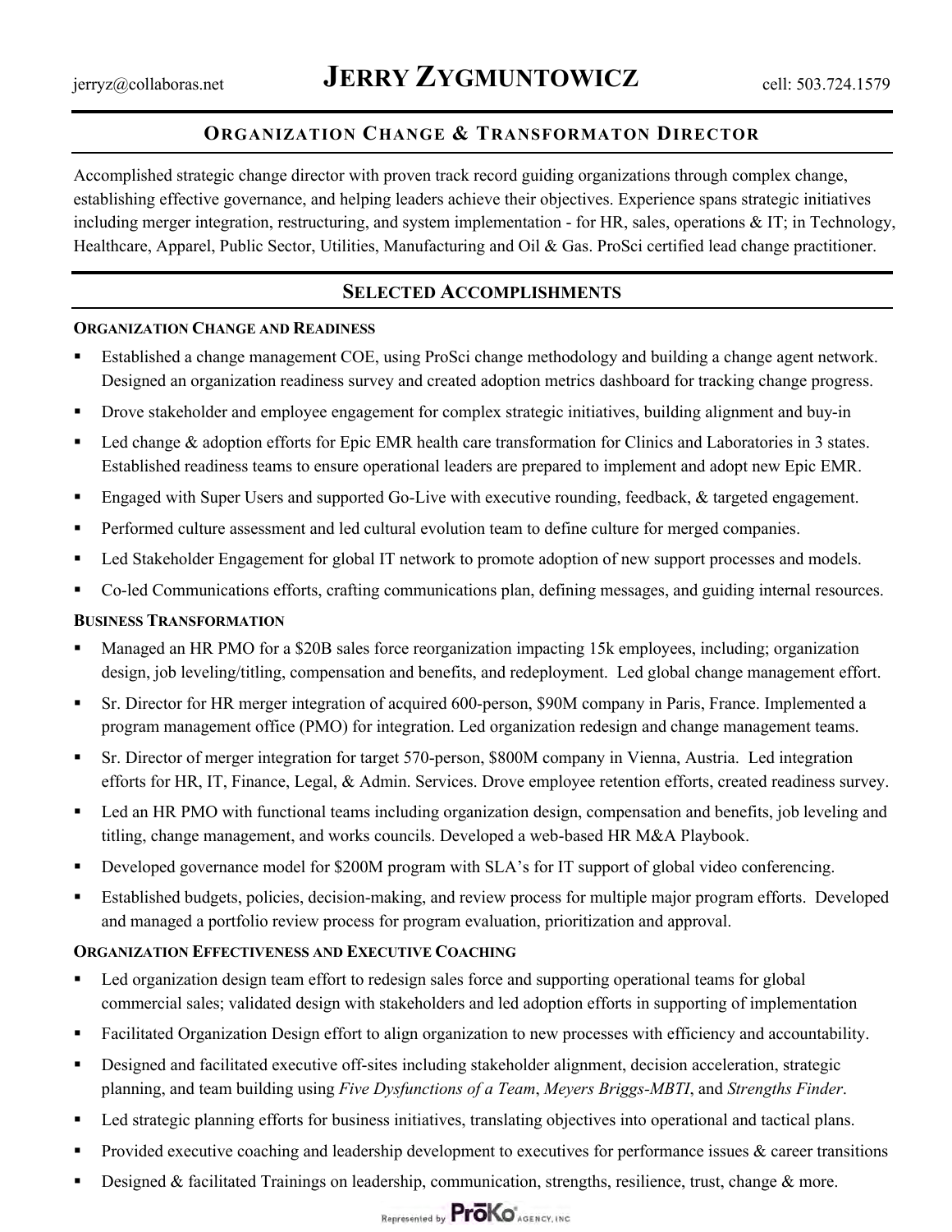jerryz@collaboras.net

# JERRY ZYGMUNTOWICZ

cell: 503.724.1579

## ORGANIZATION CHANGE & TRANSFORMATON DIRECTOR

Accomplished strategic change director with proven track record guiding organizations through complex change, establishing effective governance, and helping leaders achieve their objectives. Experience spans strategic initiatives including merger integration, restructuring, and system implementation - for HR, sales, operations & IT; in Technology, Healthcare, Apparel, Public Sector, Utilities, Manufacturing and Oil & Gas. ProSci certified lead change practitioner.

## SELECTED ACCOMPLISHMENTS

### ORGANIZATION CHANGE AND READINESS

- Established a change management COE, using ProSci change methodology and building a change agent network. Designed an organization readiness survey and created adoption metrics dashboard for tracking change progress.
- Drove stakeholder and employee engagement for complex strategic initiatives, building alignment and buy-in
- Led change & adoption efforts for Epic EMR health care transformation for Clinics and Laboratories in 3 states. Established readiness teams to ensure operational leaders are prepared to implement and adopt new Epic EMR.
- Engaged with Super Users and supported Go-Live with executive rounding, feedback, & targeted engagement.
- Performed culture assessment and led cultural evolution team to define culture for merged companies.
- Led Stakeholder Engagement for global IT network to promote adoption of new support processes and models.
- Co-led Communications efforts, crafting communications plan, defining messages, and guiding internal resources.

### BUSINESS TRANSFORMATION

- Managed an HR PMO for a $20B sales force reorganization impacting 15k employees, including; organization design, job leveling/titling, compensation and benefits, and redeployment. Led global change management effort.
- Sr. Director for HR merger integration of acquired 600-person, $90M company in Paris, France. Implemented a program management office (PMO) for integration. Led organization redesign and change management teams.
- Sr. Director of merger integration for target 570-person, $800M company in Vienna, Austria. Led integration efforts for HR, IT, Finance, Legal, & Admin. Services. Drove employee retention efforts, created readiness survey.
- Led an HR PMO with functional teams including organization design, compensation and benefits, job leveling and titling, change management, and works councils. Developed a web-based HR M&A Playbook.
- Developed governance model for $200M program with SLA's for IT support of global video conferencing.
- Established budgets, policies, decision-making, and review process for multiple major program efforts. Developed and managed a portfolio review process for program evaluation, prioritization and approval.

### ORGANIZATION EFFECTIVENESS AND EXECUTIVE COACHING

- Led organization design team effort to redesign sales force and supporting operational teams for global commercial sales; validated design with stakeholders and led adoption efforts in supporting of implementation
- Facilitated Organization Design effort to align organization to new processes with efficiency and accountability.
- Designed and facilitated executive off-sites including stakeholder alignment, decision acceleration, strategic planning, and team building using *Five Dysfunctions of a Team*, *Meyers Briggs-MBTI*, and *Strengths Finder*.
- Led strategic planning efforts for business initiatives, translating objectives into operational and tactical plans.
- Provided executive coaching and leadership development to executives for performance issues & career transitions
- Designed & facilitated Trainings on leadership, communication, strengths, resilience, trust, change & more.

Represented by ProKo Agency, Inc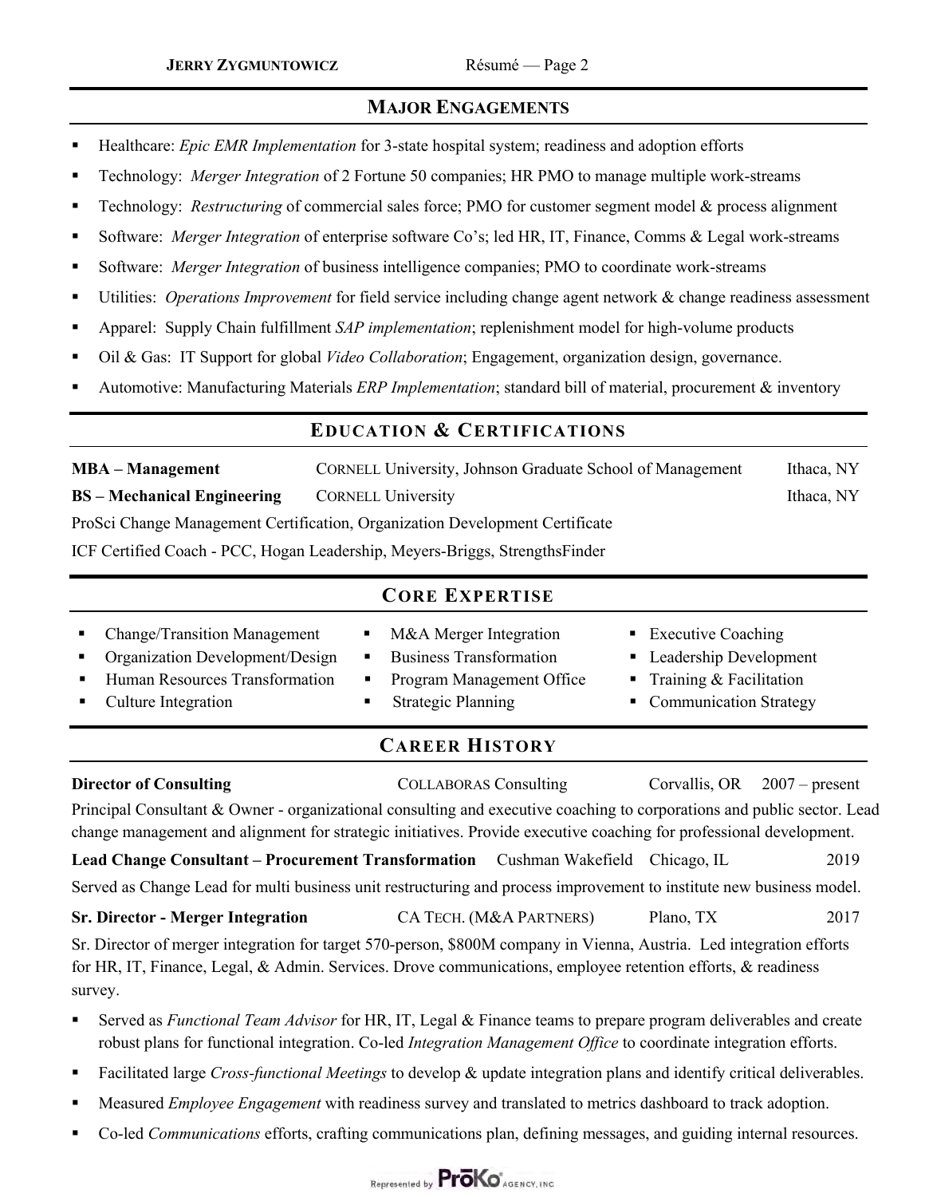## MAJOR ENGAGEMENTS

- Healthcare: *Epic EMR Implementation* for 3-state hospital system; readiness and adoption efforts
- Technology: *Merger Integration* of 2 Fortune 50 companies; HR PMO to manage multiple work-streams
- Technology: *Restructuring* of commercial sales force; PMO for customer segment model & process alignment
- Software: *Merger Integration* of enterprise software Co's; led HR, IT, Finance, Comms & Legal work-streams
- Software: *Merger Integration* of business intelligence companies; PMO to coordinate work-streams
- Utilities: *Operations Improvement* for field service including change agent network & change readiness assessment
- Apparel: Supply Chain fulfillment *SAP implementation*; replenishment model for high-volume products
- Oil & Gas: IT Support for global *Video Collaboration*; Engagement, organization design, governance.
- Automotive: Manufacturing Materials *ERP Implementation*; standard bill of material, procurement & inventory

## EDUCATION & CERTIFICATIONS

**MBA – Management** — CORNELL University, Johnson Graduate School of Management — Ithaca, NY

**BS – Mechanical Engineering** — CORNELL University — Ithaca, NY

ProSci Change Management Certification, Organization Development Certificate

ICF Certified Coach - PCC, Hogan Leadership, Meyers-Briggs, StrengthsFinder

## CORE EXPERTISE

- Change/Transition Management
- Organization Development/Design
- Human Resources Transformation
- Culture Integration
- M&A Merger Integration
- Business Transformation
- Program Management Office
- Strategic Planning
- Executive Coaching
- Leadership Development
- Training & Facilitation
- Communication Strategy

## CAREER HISTORY

**Director of Consulting** — COLLABORAS Consulting — Corvallis, OR — 2007 – present

Principal Consultant & Owner - organizational consulting and executive coaching to corporations and public sector. Lead change management and alignment for strategic initiatives. Provide executive coaching for professional development.

**Lead Change Consultant – Procurement Transformation** — Cushman Wakefield — Chicago, IL — 2019

Served as Change Lead for multi business unit restructuring and process improvement to institute new business model.

**Sr. Director - Merger Integration** — CA TECH. (M&A PARTNERS) — Plano, TX — 2017

Sr. Director of merger integration for target 570-person, $800M company in Vienna, Austria. Led integration efforts for HR, IT, Finance, Legal, & Admin. Services. Drove communications, employee retention efforts, & readiness survey.

- Served as *Functional Team Advisor* for HR, IT, Legal & Finance teams to prepare program deliverables and create robust plans for functional integration. Co-led *Integration Management Office* to coordinate integration efforts.
- Facilitated large *Cross-functional Meetings* to develop & update integration plans and identify critical deliverables.
- Measured *Employee Engagement* with readiness survey and translated to metrics dashboard to track adoption.
- Co-led *Communications* efforts, crafting communications plan, defining messages, and guiding internal resources.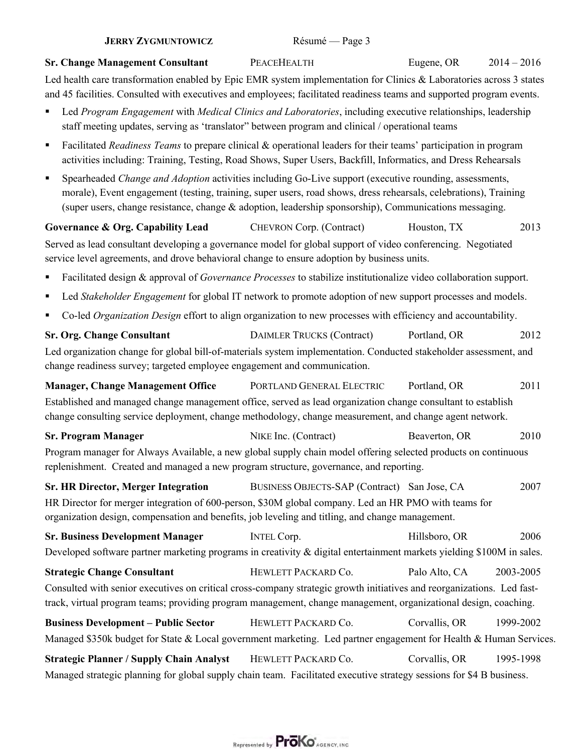**Sr. Change Management Consultant** PEACEHEALTH Eugene, OR 2014 – 2016

Led health care transformation enabled by Epic EMR system implementation for Clinics & Laboratories across 3 states and 45 facilities. Consulted with executives and employees; facilitated readiness teams and supported program events.

- Led *Program Engagement* with *Medical Clinics and Laboratories*, including executive relationships, leadership staff meeting updates, serving as 'translator" between program and clinical / operational teams
- Facilitated *Readiness Teams* to prepare clinical & operational leaders for their teams' participation in program activities including: Training, Testing, Road Shows, Super Users, Backfill, Informatics, and Dress Rehearsals
- Spearheaded *Change and Adoption* activities including Go-Live support (executive rounding, assessments, morale), Event engagement (testing, training, super users, road shows, dress rehearsals, celebrations), Training (super users, change resistance, change & adoption, leadership sponsorship), Communications messaging.

**Governance & Org. Capability Lead** CHEVRON Corp. (Contract) Houston, TX 2013

Served as lead consultant developing a governance model for global support of video conferencing. Negotiated service level agreements, and drove behavioral change to ensure adoption by business units.

- Facilitated design & approval of *Governance Processes* to stabilize institutionalize video collaboration support.
- Led *Stakeholder Engagement* for global IT network to promote adoption of new support processes and models.
- Co-led *Organization Design* effort to align organization to new processes with efficiency and accountability.

**Sr. Org. Change Consultant** DAIMLER TRUCKS (Contract) Portland, OR 2012

Led organization change for global bill-of-materials system implementation. Conducted stakeholder assessment, and change readiness survey; targeted employee engagement and communication.

**Manager, Change Management Office** PORTLAND GENERAL ELECTRIC Portland, OR 2011

Established and managed change management office, served as lead organization change consultant to establish change consulting service deployment, change methodology, change measurement, and change agent network.

**Sr. Program Manager** NIKE Inc. (Contract) Beaverton, OR 2010

Program manager for Always Available, a new global supply chain model offering selected products on continuous replenishment. Created and managed a new program structure, governance, and reporting.

**Sr. HR Director, Merger Integration** BUSINESS OBJECTS-SAP (Contract) San Jose, CA 2007

HR Director for merger integration of 600-person, $30M global company. Led an HR PMO with teams for organization design, compensation and benefits, job leveling and titling, and change management.

**Sr. Business Development Manager** INTEL Corp. Hillsboro, OR 2006

Developed software partner marketing programs in creativity & digital entertainment markets yielding $100M in sales.

**Strategic Change Consultant** HEWLETT PACKARD Co. Palo Alto, CA 2003-2005

Consulted with senior executives on critical cross-company strategic growth initiatives and reorganizations. Led fast-track, virtual program teams; providing program management, change management, organizational design, coaching.

**Business Development – Public Sector** HEWLETT PACKARD Co. Corvallis, OR 1999-2002

Managed $350k budget for State & Local government marketing. Led partner engagement for Health & Human Services.

**Strategic Planner / Supply Chain Analyst** HEWLETT PACKARD Co. Corvallis, OR 1995-1998

Managed strategic planning for global supply chain team. Facilitated executive strategy sessions for $4 B business.

Represented by ProKo Agency, Inc